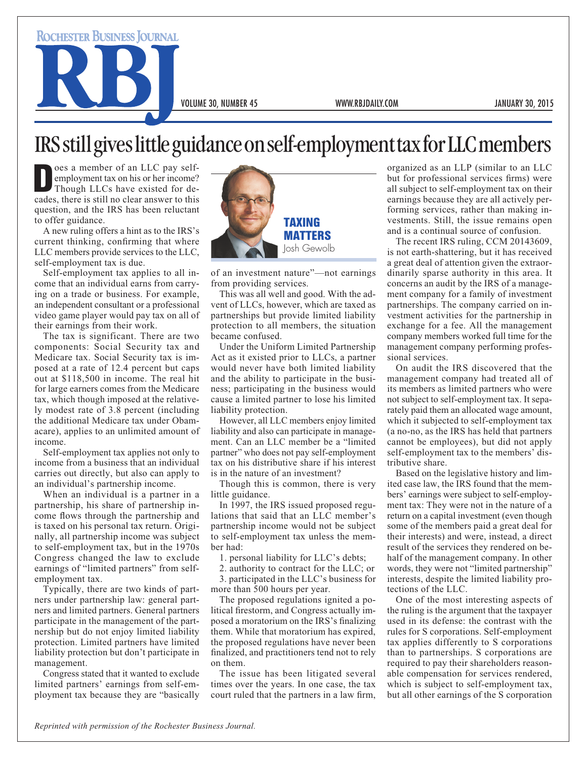# IRS still gives little guidance on self-employment tax for LLC members

**TAXING MATTERS**
Josh Gewolb

Does a member of an LLC pay self-employment tax on his or her income? Though LLCs have existed for decades, there is still no clear answer to this question, and the IRS has been reluctant to offer guidance.

A new ruling offers a hint as to the IRS's current thinking, confirming that where LLC members provide services to the LLC, self-employment tax is due.

Self-employment tax applies to all income that an individual earns from carrying on a trade or business. For example, an independent consultant or a professional video game player would pay tax on all of their earnings from their work.

The tax is significant. There are two components: Social Security tax and Medicare tax. Social Security tax is imposed at a rate of 12.4 percent but caps out at $118,500 in income. The real hit for large earners comes from the Medicare tax, which though imposed at the relatively modest rate of 3.8 percent (including the additional Medicare tax under Obamacare), applies to an unlimited amount of income.

Self-employment tax applies not only to income from a business that an individual carries out directly, but also can apply to an individual's partnership income.

When an individual is a partner in a partnership, his share of partnership income flows through the partnership and is taxed on his personal tax return. Originally, all partnership income was subject to self-employment tax, but in the 1970s Congress changed the law to exclude earnings of "limited partners" from self-employment tax.

Typically, there are two kinds of partners under partnership law: general partners and limited partners. General partners participate in the management of the partnership but do not enjoy limited liability protection. Limited partners have limited liability protection but don't participate in management.

Congress stated that it wanted to exclude limited partners' earnings from self-employment tax because they are "basically of an investment nature"—not earnings from providing services.

This was all well and good. With the advent of LLCs, however, which are taxed as partnerships but provide limited liability protection to all members, the situation became confused.

Under the Uniform Limited Partnership Act as it existed prior to LLCs, a partner would never have both limited liability and the ability to participate in the business; participating in the business would cause a limited partner to lose his limited liability protection.

However, all LLC members enjoy limited liability and also can participate in management. Can an LLC member be a "limited partner" who does not pay self-employment tax on his distributive share if his interest is in the nature of an investment?

Though this is common, there is very little guidance.

In 1997, the IRS issued proposed regulations that said that an LLC member's partnership income would not be subject to self-employment tax unless the member had:

1. personal liability for LLC's debts;
2. authority to contract for the LLC; or
3. participated in the LLC's business for more than 500 hours per year.

The proposed regulations ignited a political firestorm, and Congress actually imposed a moratorium on the IRS's finalizing them. While that moratorium has expired, the proposed regulations have never been finalized, and practitioners tend not to rely on them.

The issue has been litigated several times over the years. In one case, the tax court ruled that the partners in a law firm, organized as an LLP (similar to an LLC but for professional services firms) were all subject to self-employment tax on their earnings because they are all actively performing services, rather than making investments. Still, the issue remains open and is a continual source of confusion.

The recent IRS ruling, CCM 20143609, is not earth-shattering, but it has received a great deal of attention given the extraordinarily sparse authority in this area. It concerns an audit by the IRS of a management company for a family of investment partnerships. The company carried on investment activities for the partnership in exchange for a fee. All the management company members worked full time for the management company performing professional services.

On audit the IRS discovered that the management company had treated all of its members as limited partners who were not subject to self-employment tax. It separately paid them an allocated wage amount, which it subjected to self-employment tax (a no-no, as the IRS has held that partners cannot be employees), but did not apply self-employment tax to the members' distributive share.

Based on the legislative history and limited case law, the IRS found that the members' earnings were subject to self-employment tax: They were not in the nature of a return on a capital investment (even though some of the members paid a great deal for their interests) and were, instead, a direct result of the services they rendered on behalf of the management company. In other words, they were not "limited partnership" interests, despite the limited liability protections of the LLC.

One of the most interesting aspects of the ruling is the argument that the taxpayer used in its defense: the contrast with the rules for S corporations. Self-employment tax applies differently to S corporations than to partnerships. S corporations are required to pay their shareholders reasonable compensation for services rendered, which is subject to self-employment tax, but all other earnings of the S corporation

*Reprinted with permission of the Rochester Business Journal.*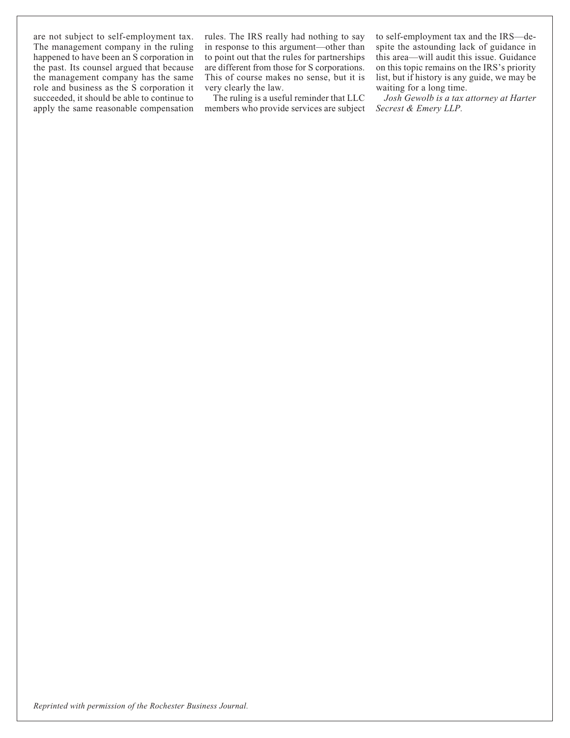are not subject to self-employment tax. The management company in the ruling happened to have been an S corporation in the past. Its counsel argued that because the management company has the same role and business as the S corporation it succeeded, it should be able to continue to apply the same reasonable compensation rules. The IRS really had nothing to say in response to this argument—other than to point out that the rules for partnerships are different from those for S corporations. This of course makes no sense, but it is very clearly the law.

The ruling is a useful reminder that LLC members who provide services are subject to self-employment tax and the IRS—despite the astounding lack of guidance in this area—will audit this issue. Guidance on this topic remains on the IRS's priority list, but if history is any guide, we may be waiting for a long time.

*Josh Gewolb is a tax attorney at Harter Secrest & Emery LLP.*

*Reprinted with permission of the Rochester Business Journal.*